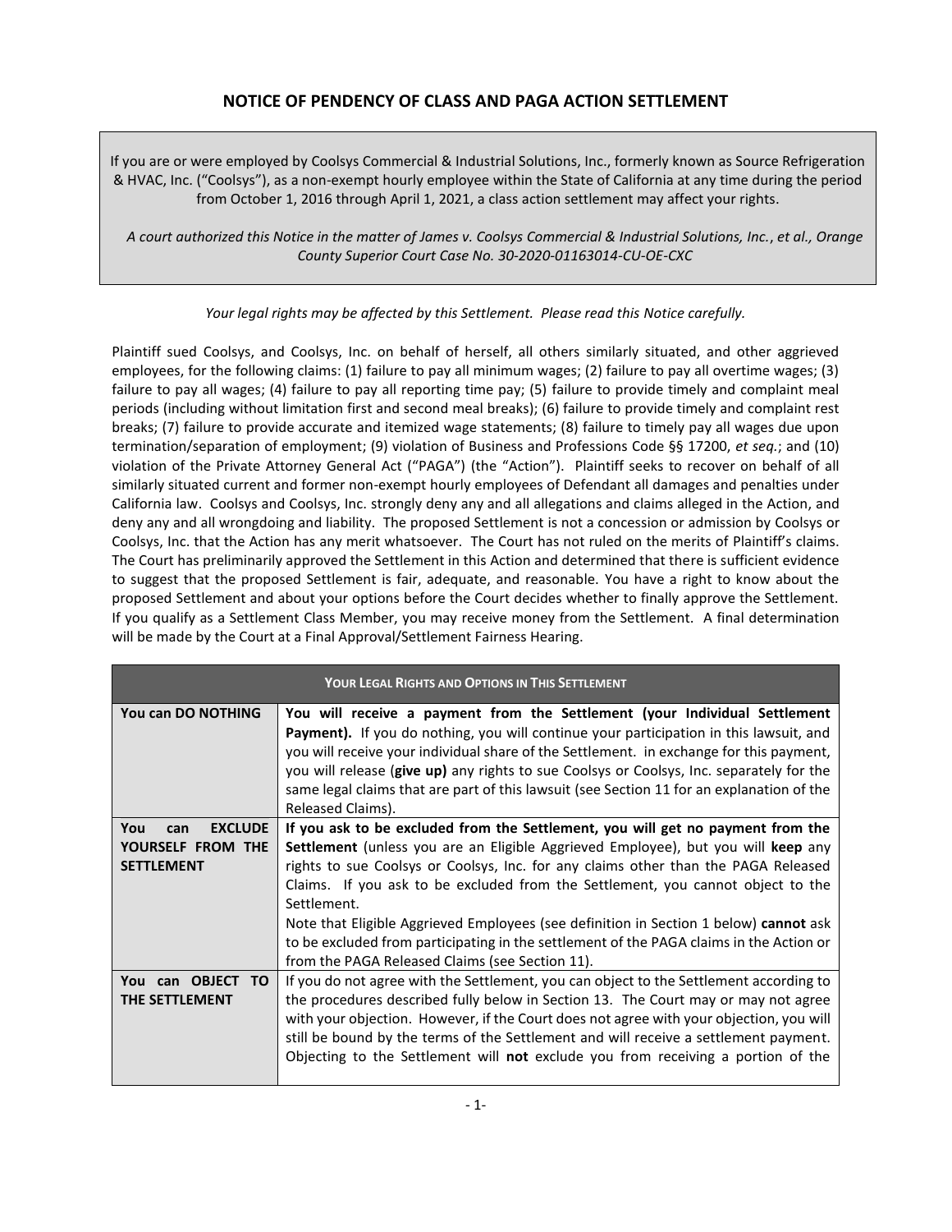## NOTICE OF PENDENCY OF CLASS AND PAGA ACTION SETTLEMENT

If you are or were employed by Coolsys Commercial & Industrial Solutions, Inc., formerly known as Source Refrigeration & HVAC, Inc. ("Coolsys"), as a non-exempt hourly employee within the State of California at any time during the period from October 1, 2016 through April 1, 2021, a class action settlement may affect your rights.

*A court authorized this Notice in the matter of James v. Coolsys Commercial & Industrial Solutions, Inc., et al., Orange County Superior Court Case No. 30-2020-01163014-CU-OE-CXC*

*Your legal rights may be affected by this Settlement. Please read this Notice carefully.*

Plaintiff sued Coolsys, and Coolsys, Inc. on behalf of herself, all others similarly situated, and other aggrieved employees, for the following claims: (1) failure to pay all minimum wages; (2) failure to pay all overtime wages; (3) failure to pay all wages; (4) failure to pay all reporting time pay; (5) failure to provide timely and complaint meal periods (including without limitation first and second meal breaks); (6) failure to provide timely and complaint rest breaks; (7) failure to provide accurate and itemized wage statements; (8) failure to timely pay all wages due upon termination/separation of employment; (9) violation of Business and Professions Code §§ 17200, *et seq.*; and (10) violation of the Private Attorney General Act ("PAGA") (the "Action"). Plaintiff seeks to recover on behalf of all similarly situated current and former non-exempt hourly employees of Defendant all damages and penalties under California law. Coolsys and Coolsys, Inc. strongly deny any and all allegations and claims alleged in the Action, and deny any and all wrongdoing and liability. The proposed Settlement is not a concession or admission by Coolsys or Coolsys, Inc. that the Action has any merit whatsoever. The Court has not ruled on the merits of Plaintiff's claims. The Court has preliminarily approved the Settlement in this Action and determined that there is sufficient evidence to suggest that the proposed Settlement is fair, adequate, and reasonable. You have a right to know about the proposed Settlement and about your options before the Court decides whether to finally approve the Settlement. If you qualify as a Settlement Class Member, you may receive money from the Settlement. A final determination will be made by the Court at a Final Approval/Settlement Fairness Hearing.

| YOUR LEGAL RIGHTS AND OPTIONS IN THIS SETTLEMENT | |
|---|---|
| **You can DO NOTHING** | **You will receive a payment from the Settlement (your Individual Settlement Payment).** If you do nothing, you will continue your participation in this lawsuit, and you will receive your individual share of the Settlement. in exchange for this payment, you will release (**give up)** any rights to sue Coolsys or Coolsys, Inc. separately for the same legal claims that are part of this lawsuit (see Section 11 for an explanation of the Released Claims). |
| **You can EXCLUDE YOURSELF FROM THE SETTLEMENT** | **If you ask to be excluded from the Settlement, you will get no payment from the Settlement** (unless you are an Eligible Aggrieved Employee), but you will **keep** any rights to sue Coolsys or Coolsys, Inc. for any claims other than the PAGA Released Claims. If you ask to be excluded from the Settlement, you cannot object to the Settlement.<br>Note that Eligible Aggrieved Employees (see definition in Section 1 below) **cannot** ask to be excluded from participating in the settlement of the PAGA claims in the Action or from the PAGA Released Claims (see Section 11). |
| **You can OBJECT TO THE SETTLEMENT** | If you do not agree with the Settlement, you can object to the Settlement according to the procedures described fully below in Section 13. The Court may or may not agree with your objection. However, if the Court does not agree with your objection, you will still be bound by the terms of the Settlement and will receive a settlement payment. Objecting to the Settlement will **not** exclude you from receiving a portion of the |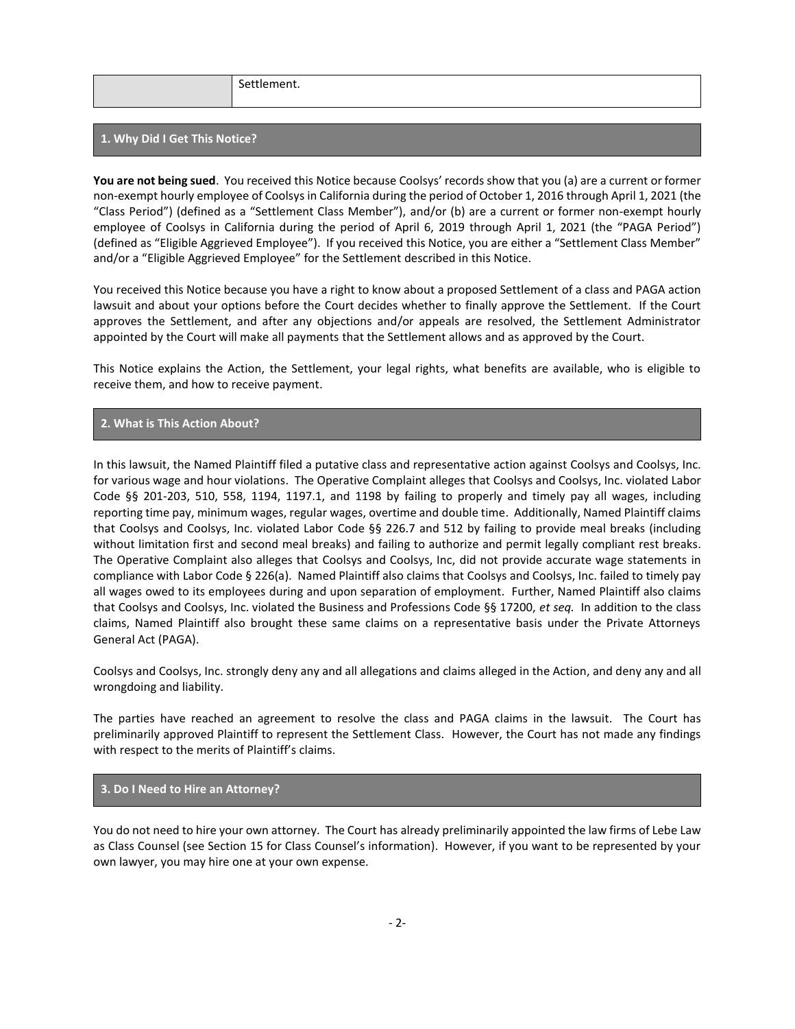| | Settlement. |
|---|---|

## 1. Why Did I Get This Notice?

**You are not being sued**. You received this Notice because Coolsys' records show that you (a) are a current or former non-exempt hourly employee of Coolsys in California during the period of October 1, 2016 through April 1, 2021 (the "Class Period") (defined as a "Settlement Class Member"), and/or (b) are a current or former non-exempt hourly employee of Coolsys in California during the period of April 6, 2019 through April 1, 2021 (the "PAGA Period") (defined as "Eligible Aggrieved Employee"). If you received this Notice, you are either a "Settlement Class Member" and/or a "Eligible Aggrieved Employee" for the Settlement described in this Notice.

You received this Notice because you have a right to know about a proposed Settlement of a class and PAGA action lawsuit and about your options before the Court decides whether to finally approve the Settlement. If the Court approves the Settlement, and after any objections and/or appeals are resolved, the Settlement Administrator appointed by the Court will make all payments that the Settlement allows and as approved by the Court.

This Notice explains the Action, the Settlement, your legal rights, what benefits are available, who is eligible to receive them, and how to receive payment.

## 2. What is This Action About?

In this lawsuit, the Named Plaintiff filed a putative class and representative action against Coolsys and Coolsys, Inc. for various wage and hour violations. The Operative Complaint alleges that Coolsys and Coolsys, Inc. violated Labor Code §§ 201-203, 510, 558, 1194, 1197.1, and 1198 by failing to properly and timely pay all wages, including reporting time pay, minimum wages, regular wages, overtime and double time. Additionally, Named Plaintiff claims that Coolsys and Coolsys, Inc. violated Labor Code §§ 226.7 and 512 by failing to provide meal breaks (including without limitation first and second meal breaks) and failing to authorize and permit legally compliant rest breaks. The Operative Complaint also alleges that Coolsys and Coolsys, Inc, did not provide accurate wage statements in compliance with Labor Code § 226(a). Named Plaintiff also claims that Coolsys and Coolsys, Inc. failed to timely pay all wages owed to its employees during and upon separation of employment. Further, Named Plaintiff also claims that Coolsys and Coolsys, Inc. violated the Business and Professions Code §§ 17200, *et seq.* In addition to the class claims, Named Plaintiff also brought these same claims on a representative basis under the Private Attorneys General Act (PAGA).

Coolsys and Coolsys, Inc. strongly deny any and all allegations and claims alleged in the Action, and deny any and all wrongdoing and liability.

The parties have reached an agreement to resolve the class and PAGA claims in the lawsuit. The Court has preliminarily approved Plaintiff to represent the Settlement Class. However, the Court has not made any findings with respect to the merits of Plaintiff's claims.

## 3. Do I Need to Hire an Attorney?

You do not need to hire your own attorney. The Court has already preliminarily appointed the law firms of Lebe Law as Class Counsel (see Section 15 for Class Counsel's information). However, if you want to be represented by your own lawyer, you may hire one at your own expense.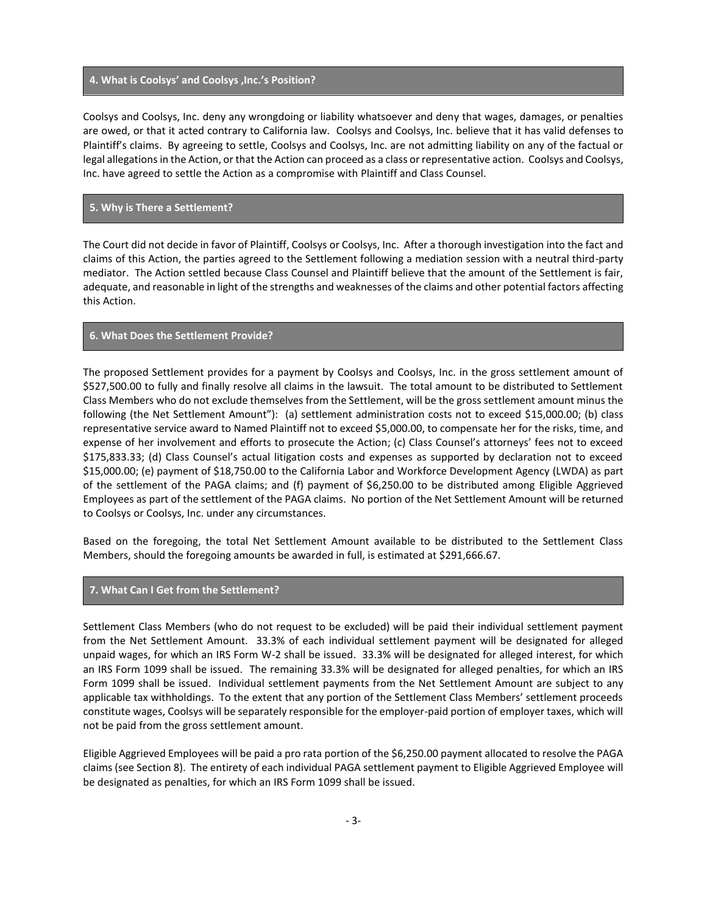## 4. What is Coolsys' and Coolsys ,Inc.'s Position?

Coolsys and Coolsys, Inc. deny any wrongdoing or liability whatsoever and deny that wages, damages, or penalties are owed, or that it acted contrary to California law. Coolsys and Coolsys, Inc. believe that it has valid defenses to Plaintiff's claims. By agreeing to settle, Coolsys and Coolsys, Inc. are not admitting liability on any of the factual or legal allegations in the Action, or that the Action can proceed as a class or representative action. Coolsys and Coolsys, Inc. have agreed to settle the Action as a compromise with Plaintiff and Class Counsel.

## 5. Why is There a Settlement?

The Court did not decide in favor of Plaintiff, Coolsys or Coolsys, Inc. After a thorough investigation into the fact and claims of this Action, the parties agreed to the Settlement following a mediation session with a neutral third-party mediator. The Action settled because Class Counsel and Plaintiff believe that the amount of the Settlement is fair, adequate, and reasonable in light of the strengths and weaknesses of the claims and other potential factors affecting this Action.

## 6. What Does the Settlement Provide?

The proposed Settlement provides for a payment by Coolsys and Coolsys, Inc. in the gross settlement amount of $527,500.00 to fully and finally resolve all claims in the lawsuit. The total amount to be distributed to Settlement Class Members who do not exclude themselves from the Settlement, will be the gross settlement amount minus the following (the Net Settlement Amount"): (a) settlement administration costs not to exceed $15,000.00; (b) class representative service award to Named Plaintiff not to exceed $5,000.00, to compensate her for the risks, time, and expense of her involvement and efforts to prosecute the Action; (c) Class Counsel's attorneys' fees not to exceed $175,833.33; (d) Class Counsel's actual litigation costs and expenses as supported by declaration not to exceed $15,000.00; (e) payment of $18,750.00 to the California Labor and Workforce Development Agency (LWDA) as part of the settlement of the PAGA claims; and (f) payment of $6,250.00 to be distributed among Eligible Aggrieved Employees as part of the settlement of the PAGA claims. No portion of the Net Settlement Amount will be returned to Coolsys or Coolsys, Inc. under any circumstances.

Based on the foregoing, the total Net Settlement Amount available to be distributed to the Settlement Class Members, should the foregoing amounts be awarded in full, is estimated at $291,666.67.

## 7. What Can I Get from the Settlement?

Settlement Class Members (who do not request to be excluded) will be paid their individual settlement payment from the Net Settlement Amount. 33.3% of each individual settlement payment will be designated for alleged unpaid wages, for which an IRS Form W-2 shall be issued. 33.3% will be designated for alleged interest, for which an IRS Form 1099 shall be issued. The remaining 33.3% will be designated for alleged penalties, for which an IRS Form 1099 shall be issued. Individual settlement payments from the Net Settlement Amount are subject to any applicable tax withholdings. To the extent that any portion of the Settlement Class Members' settlement proceeds constitute wages, Coolsys will be separately responsible for the employer-paid portion of employer taxes, which will not be paid from the gross settlement amount.

Eligible Aggrieved Employees will be paid a pro rata portion of the $6,250.00 payment allocated to resolve the PAGA claims (see Section 8). The entirety of each individual PAGA settlement payment to Eligible Aggrieved Employee will be designated as penalties, for which an IRS Form 1099 shall be issued.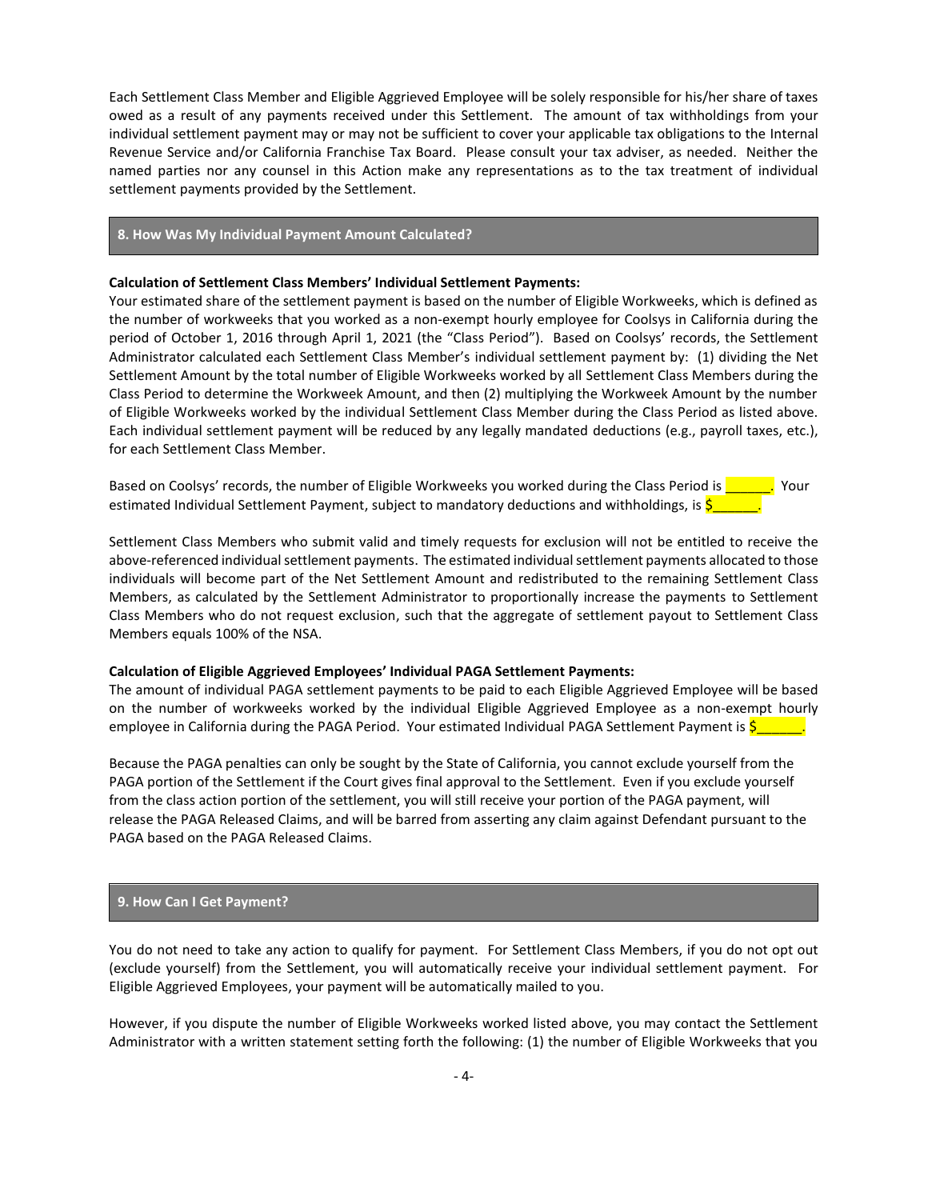Each Settlement Class Member and Eligible Aggrieved Employee will be solely responsible for his/her share of taxes owed as a result of any payments received under this Settlement. The amount of tax withholdings from your individual settlement payment may or may not be sufficient to cover your applicable tax obligations to the Internal Revenue Service and/or California Franchise Tax Board. Please consult your tax adviser, as needed. Neither the named parties nor any counsel in this Action make any representations as to the tax treatment of individual settlement payments provided by the Settlement.

## 8. How Was My Individual Payment Amount Calculated?

**Calculation of Settlement Class Members' Individual Settlement Payments:**

Your estimated share of the settlement payment is based on the number of Eligible Workweeks, which is defined as the number of workweeks that you worked as a non-exempt hourly employee for Coolsys in California during the period of October 1, 2016 through April 1, 2021 (the "Class Period"). Based on Coolsys' records, the Settlement Administrator calculated each Settlement Class Member's individual settlement payment by: (1) dividing the Net Settlement Amount by the total number of Eligible Workweeks worked by all Settlement Class Members during the Class Period to determine the Workweek Amount, and then (2) multiplying the Workweek Amount by the number of Eligible Workweeks worked by the individual Settlement Class Member during the Class Period as listed above. Each individual settlement payment will be reduced by any legally mandated deductions (e.g., payroll taxes, etc.), for each Settlement Class Member.

Based on Coolsys' records, the number of Eligible Workweeks you worked during the Class Period is ______. Your estimated Individual Settlement Payment, subject to mandatory deductions and withholdings, is $______.

Settlement Class Members who submit valid and timely requests for exclusion will not be entitled to receive the above-referenced individual settlement payments. The estimated individual settlement payments allocated to those individuals will become part of the Net Settlement Amount and redistributed to the remaining Settlement Class Members, as calculated by the Settlement Administrator to proportionally increase the payments to Settlement Class Members who do not request exclusion, such that the aggregate of settlement payout to Settlement Class Members equals 100% of the NSA.

**Calculation of Eligible Aggrieved Employees' Individual PAGA Settlement Payments:**

The amount of individual PAGA settlement payments to be paid to each Eligible Aggrieved Employee will be based on the number of workweeks worked by the individual Eligible Aggrieved Employee as a non-exempt hourly employee in California during the PAGA Period. Your estimated Individual PAGA Settlement Payment is $______.

Because the PAGA penalties can only be sought by the State of California, you cannot exclude yourself from the PAGA portion of the Settlement if the Court gives final approval to the Settlement. Even if you exclude yourself from the class action portion of the settlement, you will still receive your portion of the PAGA payment, will release the PAGA Released Claims, and will be barred from asserting any claim against Defendant pursuant to the PAGA based on the PAGA Released Claims.

## 9. How Can I Get Payment?

You do not need to take any action to qualify for payment. For Settlement Class Members, if you do not opt out (exclude yourself) from the Settlement, you will automatically receive your individual settlement payment. For Eligible Aggrieved Employees, your payment will be automatically mailed to you.

However, if you dispute the number of Eligible Workweeks worked listed above, you may contact the Settlement Administrator with a written statement setting forth the following: (1) the number of Eligible Workweeks that you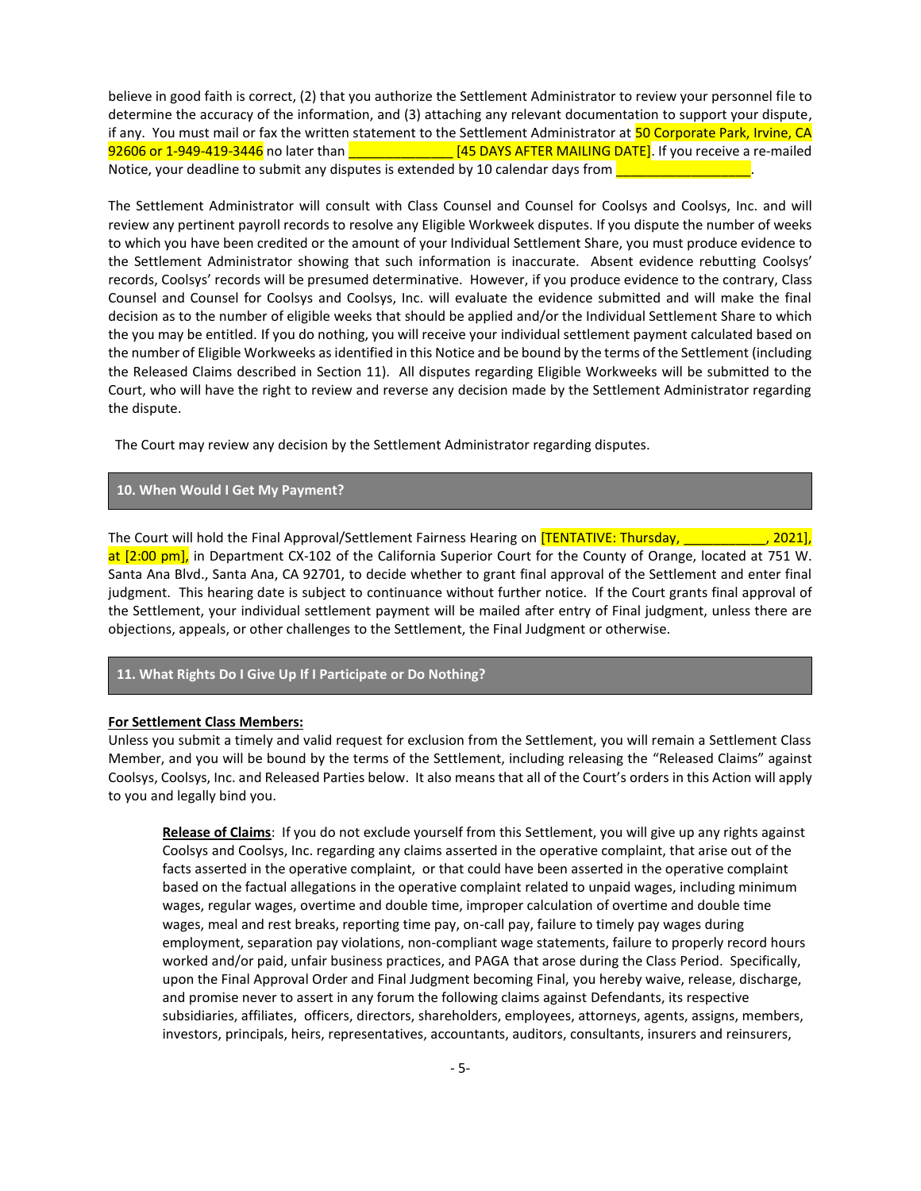believe in good faith is correct, (2) that you authorize the Settlement Administrator to review your personnel file to determine the accuracy of the information, and (3) attaching any relevant documentation to support your dispute, if any. You must mail or fax the written statement to the Settlement Administrator at 50 Corporate Park, Irvine, CA 92606 or 1-949-419-3446 no later than ______________ [45 DAYS AFTER MAILING DATE]. If you receive a re-mailed Notice, your deadline to submit any disputes is extended by 10 calendar days from __________________.

The Settlement Administrator will consult with Class Counsel and Counsel for Coolsys and Coolsys, Inc. and will review any pertinent payroll records to resolve any Eligible Workweek disputes. If you dispute the number of weeks to which you have been credited or the amount of your Individual Settlement Share, you must produce evidence to the Settlement Administrator showing that such information is inaccurate. Absent evidence rebutting Coolsys' records, Coolsys' records will be presumed determinative. However, if you produce evidence to the contrary, Class Counsel and Counsel for Coolsys and Coolsys, Inc. will evaluate the evidence submitted and will make the final decision as to the number of eligible weeks that should be applied and/or the Individual Settlement Share to which the you may be entitled. If you do nothing, you will receive your individual settlement payment calculated based on the number of Eligible Workweeks as identified in this Notice and be bound by the terms of the Settlement (including the Released Claims described in Section 11). All disputes regarding Eligible Workweeks will be submitted to the Court, who will have the right to review and reverse any decision made by the Settlement Administrator regarding the dispute.

The Court may review any decision by the Settlement Administrator regarding disputes.

## 10. When Would I Get My Payment?

The Court will hold the Final Approval/Settlement Fairness Hearing on [TENTATIVE: Thursday, ___________, 2021], at [2:00 pm], in Department CX-102 of the California Superior Court for the County of Orange, located at 751 W. Santa Ana Blvd., Santa Ana, CA 92701, to decide whether to grant final approval of the Settlement and enter final judgment. This hearing date is subject to continuance without further notice. If the Court grants final approval of the Settlement, your individual settlement payment will be mailed after entry of Final judgment, unless there are objections, appeals, or other challenges to the Settlement, the Final Judgment or otherwise.

## 11. What Rights Do I Give Up If I Participate or Do Nothing?

**For Settlement Class Members:**
Unless you submit a timely and valid request for exclusion from the Settlement, you will remain a Settlement Class Member, and you will be bound by the terms of the Settlement, including releasing the "Released Claims" against Coolsys, Coolsys, Inc. and Released Parties below. It also means that all of the Court's orders in this Action will apply to you and legally bind you.

> **Release of Claims**: If you do not exclude yourself from this Settlement, you will give up any rights against Coolsys and Coolsys, Inc. regarding any claims asserted in the operative complaint, that arise out of the facts asserted in the operative complaint, or that could have been asserted in the operative complaint based on the factual allegations in the operative complaint related to unpaid wages, including minimum wages, regular wages, overtime and double time, improper calculation of overtime and double time wages, meal and rest breaks, reporting time pay, on-call pay, failure to timely pay wages during employment, separation pay violations, non-compliant wage statements, failure to properly record hours worked and/or paid, unfair business practices, and PAGA that arose during the Class Period. Specifically, upon the Final Approval Order and Final Judgment becoming Final, you hereby waive, release, discharge, and promise never to assert in any forum the following claims against Defendants, its respective subsidiaries, affiliates, officers, directors, shareholders, employees, attorneys, agents, assigns, members, investors, principals, heirs, representatives, accountants, auditors, consultants, insurers and reinsurers,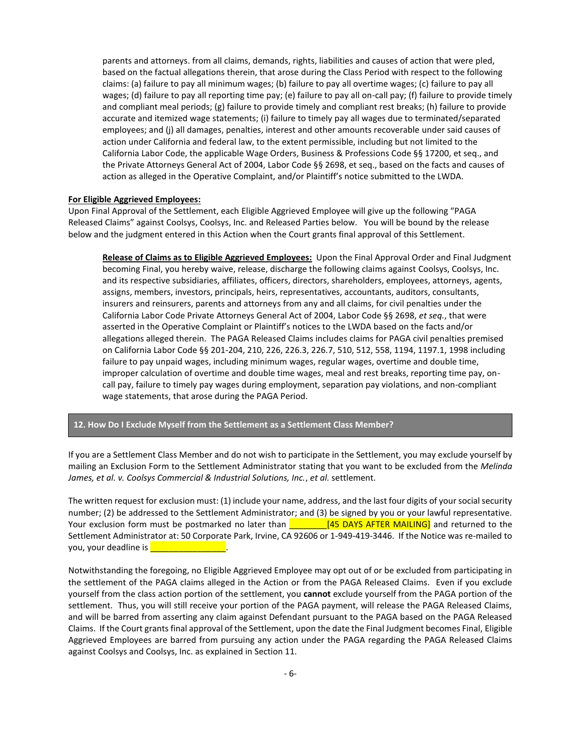parents and attorneys. from all claims, demands, rights, liabilities and causes of action that were pled, based on the factual allegations therein, that arose during the Class Period with respect to the following claims: (a) failure to pay all minimum wages; (b) failure to pay all overtime wages; (c) failure to pay all wages; (d) failure to pay all reporting time pay; (e) failure to pay all on-call pay; (f) failure to provide timely and compliant meal periods; (g) failure to provide timely and compliant rest breaks; (h) failure to provide accurate and itemized wage statements; (i) failure to timely pay all wages due to terminated/separated employees; and (j) all damages, penalties, interest and other amounts recoverable under said causes of action under California and federal law, to the extent permissible, including but not limited to the California Labor Code, the applicable Wage Orders, Business & Professions Code §§ 17200, et seq., and the Private Attorneys General Act of 2004, Labor Code §§ 2698, et seq., based on the facts and causes of action as alleged in the Operative Complaint, and/or Plaintiff's notice submitted to the LWDA.

**For Eligible Aggrieved Employees:**

Upon Final Approval of the Settlement, each Eligible Aggrieved Employee will give up the following "PAGA Released Claims" against Coolsys, Coolsys, Inc. and Released Parties below. You will be bound by the release below and the judgment entered in this Action when the Court grants final approval of this Settlement.

> **Release of Claims as to Eligible Aggrieved Employees:** Upon the Final Approval Order and Final Judgment becoming Final, you hereby waive, release, discharge the following claims against Coolsys, Coolsys, Inc. and its respective subsidiaries, affiliates, officers, directors, shareholders, employees, attorneys, agents, assigns, members, investors, principals, heirs, representatives, accountants, auditors, consultants, insurers and reinsurers, parents and attorneys from any and all claims, for civil penalties under the California Labor Code Private Attorneys General Act of 2004, Labor Code §§ 2698, *et seq.*, that were asserted in the Operative Complaint or Plaintiff's notices to the LWDA based on the facts and/or allegations alleged therein. The PAGA Released Claims includes claims for PAGA civil penalties premised on California Labor Code §§ 201-204, 210, 226, 226.3, 226.7, 510, 512, 558, 1194, 1197.1, 1998 including failure to pay unpaid wages, including minimum wages, regular wages, overtime and double time, improper calculation of overtime and double time wages, meal and rest breaks, reporting time pay, on-call pay, failure to timely pay wages during employment, separation pay violations, and non-compliant wage statements, that arose during the PAGA Period.

## 12. How Do I Exclude Myself from the Settlement as a Settlement Class Member?

If you are a Settlement Class Member and do not wish to participate in the Settlement, you may exclude yourself by mailing an Exclusion Form to the Settlement Administrator stating that you want to be excluded from the *Melinda James, et al. v. Coolsys Commercial & Industrial Solutions, Inc.*, *et al.* settlement.

The written request for exclusion must: (1) include your name, address, and the last four digits of your social security number; (2) be addressed to the Settlement Administrator; and (3) be signed by you or your lawful representative. Your exclusion form must be postmarked no later than ________[45 DAYS AFTER MAILING] and returned to the Settlement Administrator at: 50 Corporate Park, Irvine, CA 92606 or 1-949-419-3446. If the Notice was re-mailed to you, your deadline is ________________.

Notwithstanding the foregoing, no Eligible Aggrieved Employee may opt out of or be excluded from participating in the settlement of the PAGA claims alleged in the Action or from the PAGA Released Claims. Even if you exclude yourself from the class action portion of the settlement, you **cannot** exclude yourself from the PAGA portion of the settlement. Thus, you will still receive your portion of the PAGA payment, will release the PAGA Released Claims, and will be barred from asserting any claim against Defendant pursuant to the PAGA based on the PAGA Released Claims. If the Court grants final approval of the Settlement, upon the date the Final Judgment becomes Final, Eligible Aggrieved Employees are barred from pursuing any action under the PAGA regarding the PAGA Released Claims against Coolsys and Coolsys, Inc. as explained in Section 11.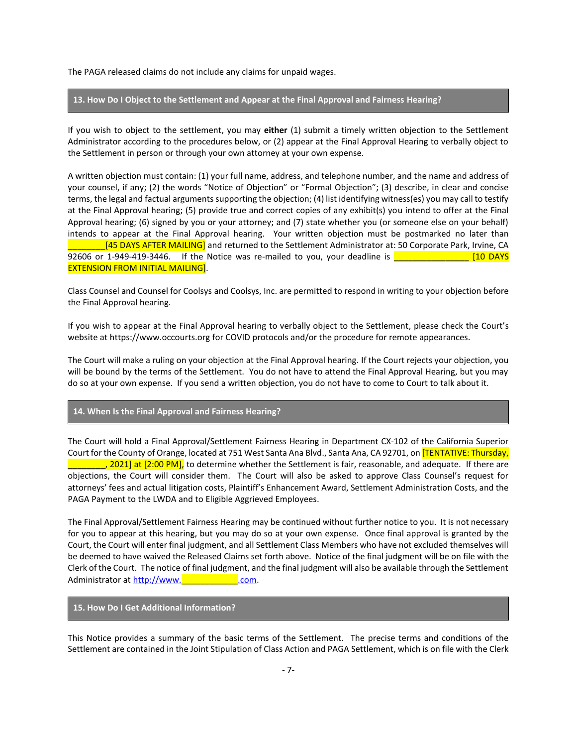The PAGA released claims do not include any claims for unpaid wages.

## 13. How Do I Object to the Settlement and Appear at the Final Approval and Fairness Hearing?

If you wish to object to the settlement, you may **either** (1) submit a timely written objection to the Settlement Administrator according to the procedures below, or (2) appear at the Final Approval Hearing to verbally object to the Settlement in person or through your own attorney at your own expense.

A written objection must contain: (1) your full name, address, and telephone number, and the name and address of your counsel, if any; (2) the words "Notice of Objection" or "Formal Objection"; (3) describe, in clear and concise terms, the legal and factual arguments supporting the objection; (4) list identifying witness(es) you may call to testify at the Final Approval hearing; (5) provide true and correct copies of any exhibit(s) you intend to offer at the Final Approval hearing; (6) signed by you or your attorney; and (7) state whether you (or someone else on your behalf) intends to appear at the Final Approval hearing. Your written objection must be postmarked no later than ________[45 DAYS AFTER MAILING] and returned to the Settlement Administrator at: 50 Corporate Park, Irvine, CA 92606 or 1-949-419-3446. If the Notice was re-mailed to you, your deadline is ________________ [10 DAYS EXTENSION FROM INITIAL MAILING].

Class Counsel and Counsel for Coolsys and Coolsys, Inc. are permitted to respond in writing to your objection before the Final Approval hearing.

If you wish to appear at the Final Approval hearing to verbally object to the Settlement, please check the Court's website at https://www.occourts.org for COVID protocols and/or the procedure for remote appearances.

The Court will make a ruling on your objection at the Final Approval hearing. If the Court rejects your objection, you will be bound by the terms of the Settlement. You do not have to attend the Final Approval Hearing, but you may do so at your own expense. If you send a written objection, you do not have to come to Court to talk about it.

## 14. When Is the Final Approval and Fairness Hearing?

The Court will hold a Final Approval/Settlement Fairness Hearing in Department CX-102 of the California Superior Court for the County of Orange, located at 751 West Santa Ana Blvd., Santa Ana, CA 92701, on [TENTATIVE: Thursday, ________, 2021] at [2:00 PM], to determine whether the Settlement is fair, reasonable, and adequate. If there are objections, the Court will consider them. The Court will also be asked to approve Class Counsel's request for attorneys' fees and actual litigation costs, Plaintiff's Enhancement Award, Settlement Administration Costs, and the PAGA Payment to the LWDA and to Eligible Aggrieved Employees.

The Final Approval/Settlement Fairness Hearing may be continued without further notice to you. It is not necessary for you to appear at this hearing, but you may do so at your own expense. Once final approval is granted by the Court, the Court will enter final judgment, and all Settlement Class Members who have not excluded themselves will be deemed to have waived the Released Claims set forth above. Notice of the final judgment will be on file with the Clerk of the Court. The notice of final judgment, and the final judgment will also be available through the Settlement Administrator at http://www.____________.com.

## 15. How Do I Get Additional Information?

This Notice provides a summary of the basic terms of the Settlement. The precise terms and conditions of the Settlement are contained in the Joint Stipulation of Class Action and PAGA Settlement, which is on file with the Clerk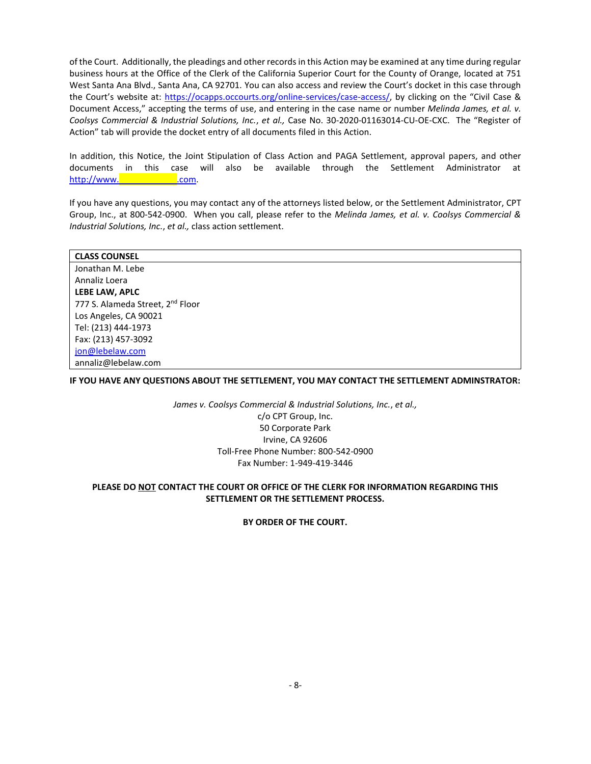of the Court. Additionally, the pleadings and other records in this Action may be examined at any time during regular business hours at the Office of the Clerk of the California Superior Court for the County of Orange, located at 751 West Santa Ana Blvd., Santa Ana, CA 92701. You can also access and review the Court's docket in this case through the Court's website at: https://ocapps.occourts.org/online-services/case-access/, by clicking on the "Civil Case & Document Access," accepting the terms of use, and entering in the case name or number *Melinda James, et al. v. Coolsys Commercial & Industrial Solutions, Inc.*, *et al.,* Case No. 30-2020-01163014-CU-OE-CXC. The "Register of Action" tab will provide the docket entry of all documents filed in this Action.

In addition, this Notice, the Joint Stipulation of Class Action and PAGA Settlement, approval papers, and other documents in this case will also be available through the Settlement Administrator at http://www.              .com.

If you have any questions, you may contact any of the attorneys listed below, or the Settlement Administrator, CPT Group, Inc., at 800-542-0900. When you call, please refer to the *Melinda James, et al. v. Coolsys Commercial & Industrial Solutions, Inc.*, *et al.,* class action settlement.

| **CLASS COUNSEL** |
|---|
| Jonathan M. Lebe<br>Annaliz Loera<br>**LEBE LAW, APLC**<br>777 S. Alameda Street, 2nd Floor<br>Los Angeles, CA 90021<br>Tel: (213) 444-1973<br>Fax: (213) 457-3092<br>jon@lebelaw.com<br>annaliz@lebelaw.com |

**IF YOU HAVE ANY QUESTIONS ABOUT THE SETTLEMENT, YOU MAY CONTACT THE SETTLEMENT ADMINSTRATOR:**

*James v. Coolsys Commercial & Industrial Solutions, Inc.*, *et al.,*
c/o CPT Group, Inc.
50 Corporate Park
Irvine, CA 92606
Toll-Free Phone Number: 800-542-0900
Fax Number: 1-949-419-3446

**PLEASE DO NOT CONTACT THE COURT OR OFFICE OF THE CLERK FOR INFORMATION REGARDING THIS SETTLEMENT OR THE SETTLEMENT PROCESS.**

**BY ORDER OF THE COURT.**